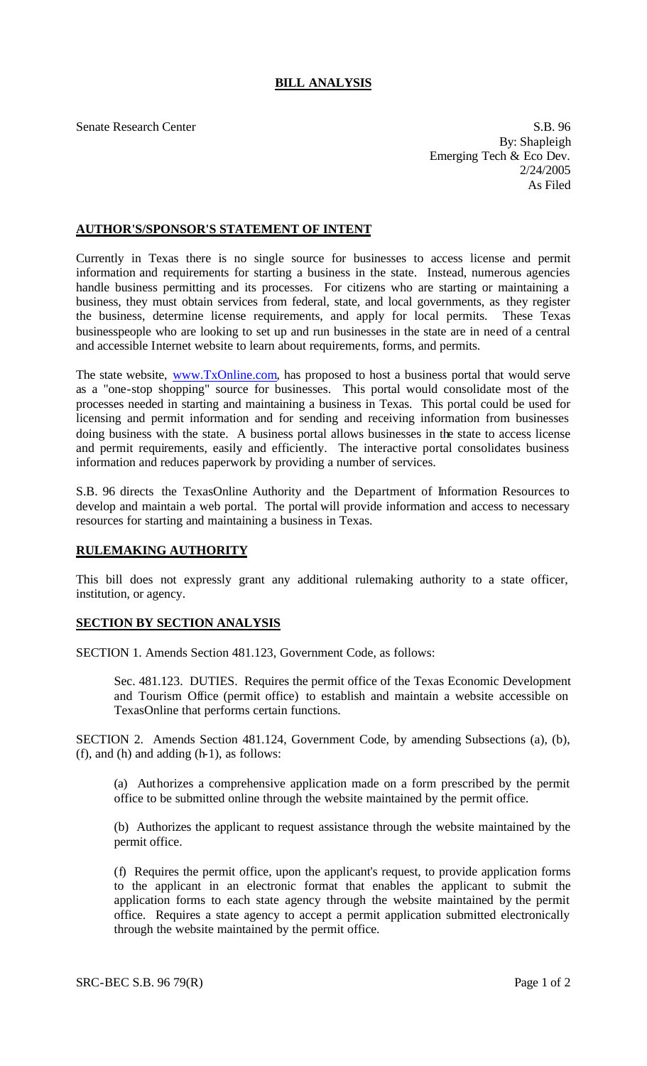# BILL ANALYSIS

Senate Research Center

S.B. 96
By: Shapleigh
Emerging Tech & Eco Dev.
2/24/2005
As Filed

## AUTHOR'S/SPONSOR'S STATEMENT OF INTENT

Currently in Texas there is no single source for businesses to access license and permit information and requirements for starting a business in the state. Instead, numerous agencies handle business permitting and its processes. For citizens who are starting or maintaining a business, they must obtain services from federal, state, and local governments, as they register the business, determine license requirements, and apply for local permits. These Texas businesspeople who are looking to set up and run businesses in the state are in need of a central and accessible Internet website to learn about requirements, forms, and permits.

The state website, www.TxOnline.com, has proposed to host a business portal that would serve as a "one-stop shopping" source for businesses. This portal would consolidate most of the processes needed in starting and maintaining a business in Texas. This portal could be used for licensing and permit information and for sending and receiving information from businesses doing business with the state. A business portal allows businesses in the state to access license and permit requirements, easily and efficiently. The interactive portal consolidates business information and reduces paperwork by providing a number of services.

S.B. 96 directs the TexasOnline Authority and the Department of Information Resources to develop and maintain a web portal. The portal will provide information and access to necessary resources for starting and maintaining a business in Texas.

## RULEMAKING AUTHORITY

This bill does not expressly grant any additional rulemaking authority to a state officer, institution, or agency.

## SECTION BY SECTION ANALYSIS

SECTION 1. Amends Section 481.123, Government Code, as follows:

Sec. 481.123. DUTIES. Requires the permit office of the Texas Economic Development and Tourism Office (permit office) to establish and maintain a website accessible on TexasOnline that performs certain functions.

SECTION 2. Amends Section 481.124, Government Code, by amending Subsections (a), (b), (f), and (h) and adding (h-1), as follows:

(a) Authorizes a comprehensive application made on a form prescribed by the permit office to be submitted online through the website maintained by the permit office.

(b) Authorizes the applicant to request assistance through the website maintained by the permit office.

(f) Requires the permit office, upon the applicant's request, to provide application forms to the applicant in an electronic format that enables the applicant to submit the application forms to each state agency through the website maintained by the permit office. Requires a state agency to accept a permit application submitted electronically through the website maintained by the permit office.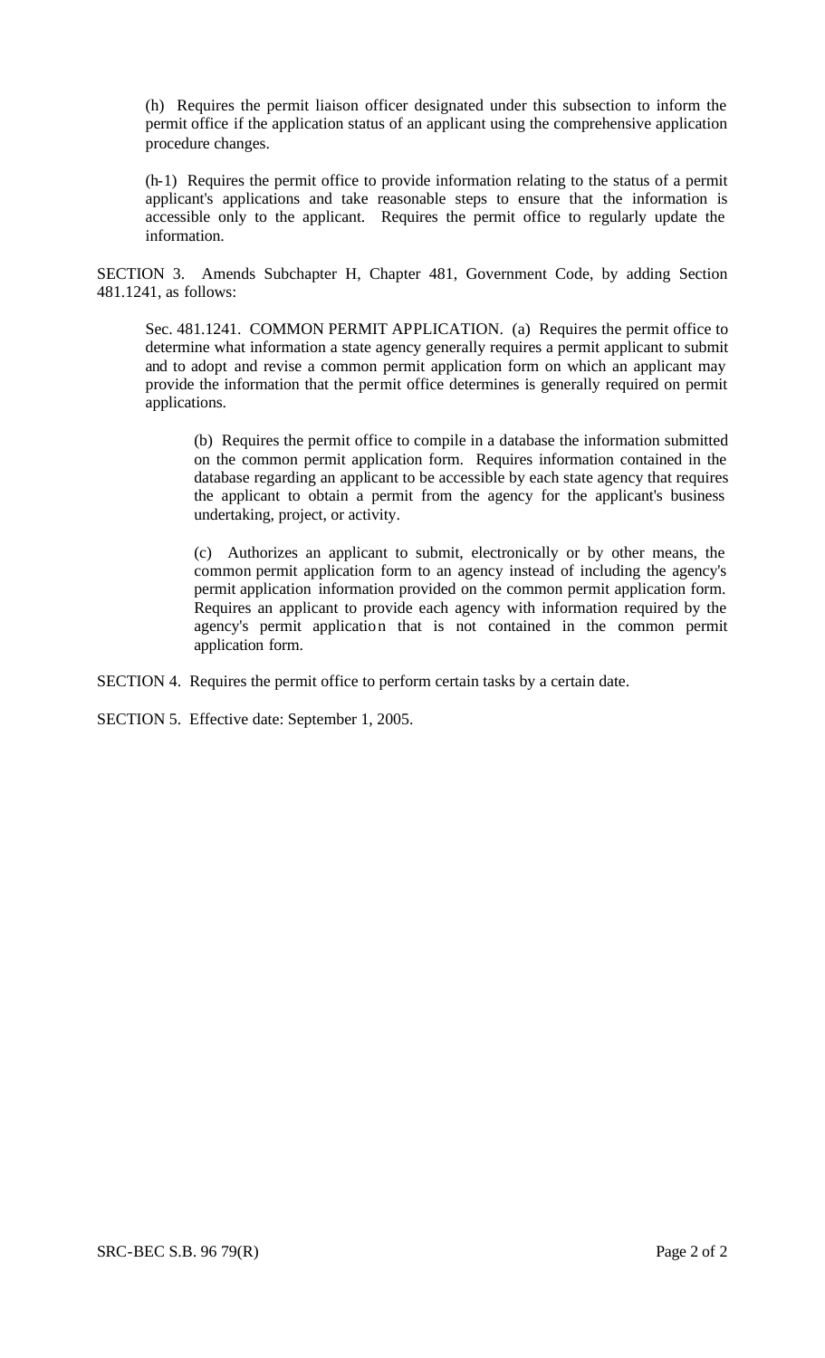(h) Requires the permit liaison officer designated under this subsection to inform the permit office if the application status of an applicant using the comprehensive application procedure changes.

(h-1) Requires the permit office to provide information relating to the status of a permit applicant's applications and take reasonable steps to ensure that the information is accessible only to the applicant. Requires the permit office to regularly update the information.

SECTION 3. Amends Subchapter H, Chapter 481, Government Code, by adding Section 481.1241, as follows:

Sec. 481.1241. COMMON PERMIT APPLICATION. (a) Requires the permit office to determine what information a state agency generally requires a permit applicant to submit and to adopt and revise a common permit application form on which an applicant may provide the information that the permit office determines is generally required on permit applications.

(b) Requires the permit office to compile in a database the information submitted on the common permit application form. Requires information contained in the database regarding an applicant to be accessible by each state agency that requires the applicant to obtain a permit from the agency for the applicant's business undertaking, project, or activity.

(c) Authorizes an applicant to submit, electronically or by other means, the common permit application form to an agency instead of including the agency's permit application information provided on the common permit application form. Requires an applicant to provide each agency with information required by the agency's permit application that is not contained in the common permit application form.

SECTION 4. Requires the permit office to perform certain tasks by a certain date.

SECTION 5. Effective date: September 1, 2005.